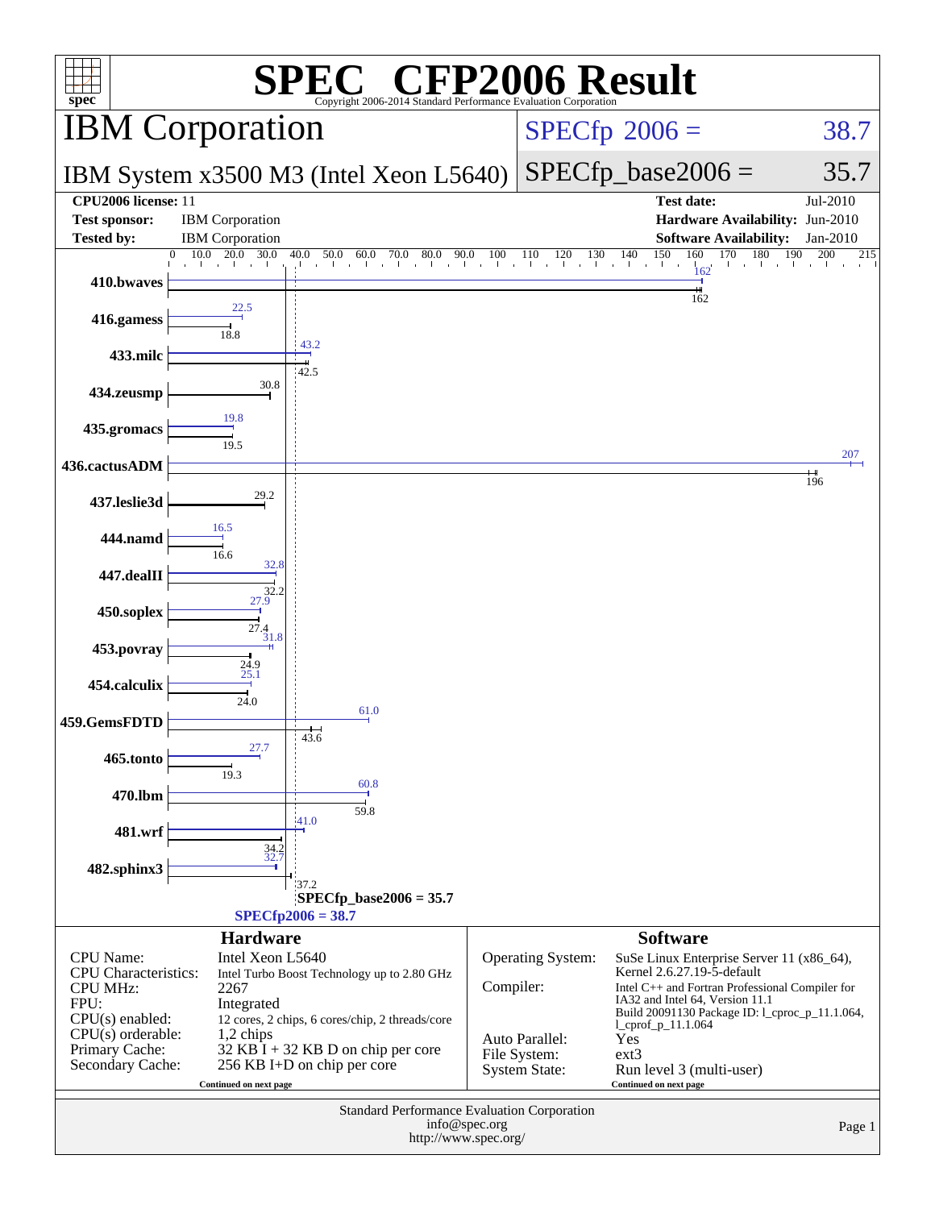# SPEC CFP2006 Result

Copyright 2006-2014 Standard Performance Evaluation Corporation

## IBM Corporation

**IBM System x3500 M3 (Intel Xeon L5640)**

SPECfp 2006 = 38.7

SPECfp_base2006 = 35.7

| | | | |
|---|---|---|---|
| **CPU2006 license:** | 11 | **Test date:** | Jul-2010 |
| **Test sponsor:** | IBM Corporation | **Hardware Availability:** | Jun-2010 |
| **Tested by:** | IBM Corporation | **Software Availability:** | Jan-2010 |

| Benchmark | Peak | Base |
|---|---|---|
| 410.bwaves | 162 | 162 |
| 416.gamess | 22.5 | 18.8 |
| 433.milc | 43.2 | 42.5 |
| 434.zeusmp | | 30.8 |
| 435.gromacs | 19.8 | 19.5 |
| 436.cactusADM | 207 | 196 |
| 437.leslie3d | | 29.2 |
| 444.namd | 16.5 | 16.6 |
| 447.dealII | 32.8 | 32.2 |
| 450.soplex | 27.9 | 27.4 |
| 453.povray | 31.8 | 24.9 |
| 454.calculix | 25.1 | 24.0 |
| 459.GemsFDTD | 61.0 | 43.6 |
| 465.tonto | 27.7 | 19.3 |
| 470.lbm | 60.8 | 59.8 |
| 481.wrf | 41.0 | 34.2 |
| 482.sphinx3 | 32.7 | 37.2 |

SPECfp_base2006 = 35.7

SPECfp2006 = 38.7

### Hardware

| | |
|---|---|
| CPU Name: | Intel Xeon L5640 |
| CPU Characteristics: | Intel Turbo Boost Technology up to 2.80 GHz |
| CPU MHz: | 2267 |
| FPU: | Integrated |
| CPU(s) enabled: | 12 cores, 2 chips, 6 cores/chip, 2 threads/core |
| CPU(s) orderable: | 1,2 chips |
| Primary Cache: | 32 KB I + 32 KB D on chip per core |
| Secondary Cache: | 256 KB I+D on chip per core |

Continued on next page

### Software

| | |
|---|---|
| Operating System: | SuSe Linux Enterprise Server 11 (x86_64), Kernel 2.6.27.19-5-default |
| Compiler: | Intel C++ and Fortran Professional Compiler for IA32 and Intel 64, Version 11.1 Build 20091130 Package ID: l_cproc_p_11.1.064, l_cprof_p_11.1.064 |
| Auto Parallel: | Yes |
| File System: | ext3 |
| System State: | Run level 3 (multi-user) |

Continued on next page

Standard Performance Evaluation Corporation
info@spec.org
http://www.spec.org/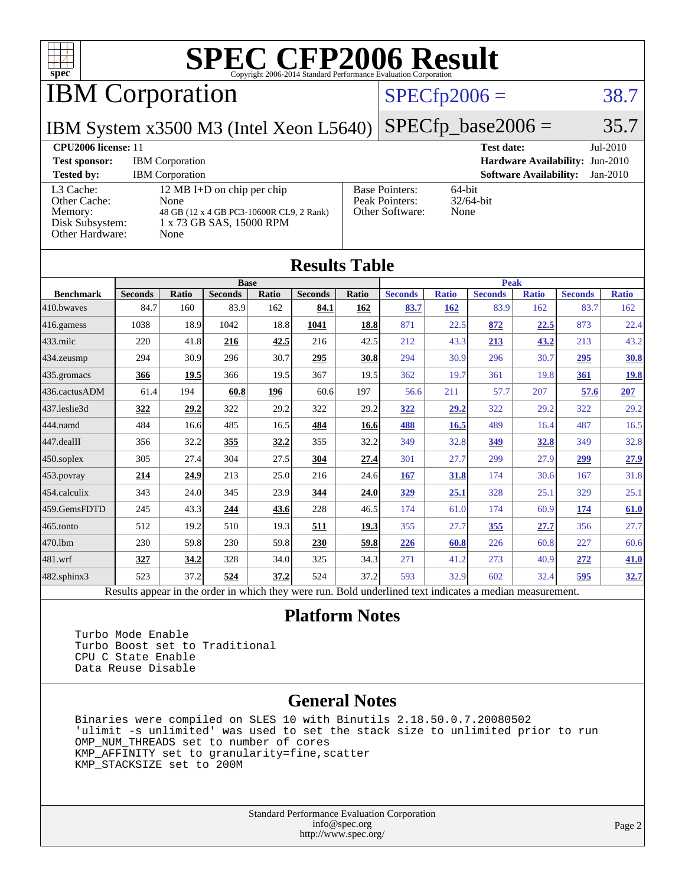# SPEC CFP2006 Result

Copyright 2006-2014 Standard Performance Evaluation Corporation

## IBM Corporation

**IBM System x3500 M3 (Intel Xeon L5640)**

SPECfp2006 = 38.7

SPECfp_base2006 = 35.7

| | | | |
|---|---|---|---|
| **CPU2006 license:** 11 | | **Test date:** | Jul-2010 |
| **Test sponsor:** | IBM Corporation | **Hardware Availability:** | Jun-2010 |
| **Tested by:** | IBM Corporation | **Software Availability:** | Jan-2010 |

| | |
|---|---|
| L3 Cache: | 12 MB I+D on chip per chip |
| Other Cache: | None |
| Memory: | 48 GB (12 x 4 GB PC3-10600R CL9, 2 Rank) |
| Disk Subsystem: | 1 x 73 GB SAS, 15000 RPM |
| Other Hardware: | None |

| | |
|---|---|
| Base Pointers: | 64-bit |
| Peak Pointers: | 32/64-bit |
| Other Software: | None |

## Results Table

| Benchmark | Base | | | | | | Peak | | | | | |
|---|---|---|---|---|---|---|---|---|---|---|---|---|
| | Seconds | Ratio | Seconds | Ratio | Seconds | Ratio | Seconds | Ratio | Seconds | Ratio | Seconds | Ratio |
| 410.bwaves | 84.7 | 160 | 83.9 | 162 | **84.1** | **162** | **83.7** | **162** | 83.9 | 162 | 83.7 | 162 |
| 416.gamess | 1038 | 18.9 | 1042 | 18.8 | **1041** | **18.8** | 871 | 22.5 | **872** | **22.5** | 873 | 22.4 |
| 433.milc | 220 | 41.8 | **216** | **42.5** | 216 | 42.5 | 212 | 43.3 | **213** | **43.2** | 213 | 43.2 |
| 434.zeusmp | 294 | 30.9 | 296 | 30.7 | **295** | **30.8** | 294 | 30.9 | 296 | 30.7 | **295** | **30.8** |
| 435.gromacs | **366** | **19.5** | 366 | 19.5 | 367 | 19.5 | 362 | 19.7 | 361 | 19.8 | **361** | **19.8** |
| 436.cactusADM | 61.4 | 194 | **60.8** | **196** | 60.6 | 197 | 56.6 | 211 | 57.7 | 207 | **57.6** | **207** |
| 437.leslie3d | **322** | **29.2** | 322 | 29.2 | 322 | 29.2 | **322** | **29.2** | 322 | 29.2 | 322 | 29.2 |
| 444.namd | 484 | 16.6 | 485 | 16.5 | **484** | **16.6** | **488** | **16.5** | 489 | 16.4 | 487 | 16.5 |
| 447.dealII | 356 | 32.2 | **355** | **32.2** | 355 | 32.2 | 349 | 32.8 | **349** | **32.8** | 349 | 32.8 |
| 450.soplex | 305 | 27.4 | 304 | 27.5 | **304** | **27.4** | 301 | 27.7 | 299 | 27.9 | **299** | **27.9** |
| 453.povray | **214** | **24.9** | 213 | 25.0 | 216 | 24.6 | **167** | **31.8** | 174 | 30.6 | 167 | 31.8 |
| 454.calculix | 343 | 24.0 | 345 | 23.9 | **344** | **24.0** | **329** | **25.1** | 328 | 25.1 | 329 | 25.1 |
| 459.GemsFDTD | 245 | 43.3 | **244** | **43.6** | 228 | 46.5 | 174 | 61.0 | 174 | 60.9 | **174** | **61.0** |
| 465.tonto | 512 | 19.2 | 510 | 19.3 | **511** | **19.3** | 355 | 27.7 | **355** | **27.7** | 356 | 27.7 |
| 470.lbm | 230 | 59.8 | 230 | 59.8 | **230** | **59.8** | **226** | **60.8** | 226 | 60.8 | 227 | 60.6 |
| 481.wrf | **327** | **34.2** | 328 | 34.0 | 325 | 34.3 | 271 | 41.2 | 273 | 40.9 | **272** | **41.0** |
| 482.sphinx3 | 523 | 37.2 | **524** | **37.2** | 524 | 37.2 | 593 | 32.9 | 602 | 32.4 | **595** | **32.7** |

Results appear in the order in which they were run. Bold underlined text indicates a median measurement.

## Platform Notes

```
Turbo Mode Enable
Turbo Boost set to Traditional
CPU C State Enable
Data Reuse Disable
```

## General Notes

```
Binaries were compiled on SLES 10 with Binutils 2.18.50.0.7.20080502
'ulimit -s unlimited' was used to set the stack size to unlimited prior to run
OMP_NUM_THREADS set to number of cores
KMP_AFFINITY set to granularity=fine,scatter
KMP_STACKSIZE set to 200M
```

Standard Performance Evaluation Corporation
info@spec.org
http://www.spec.org/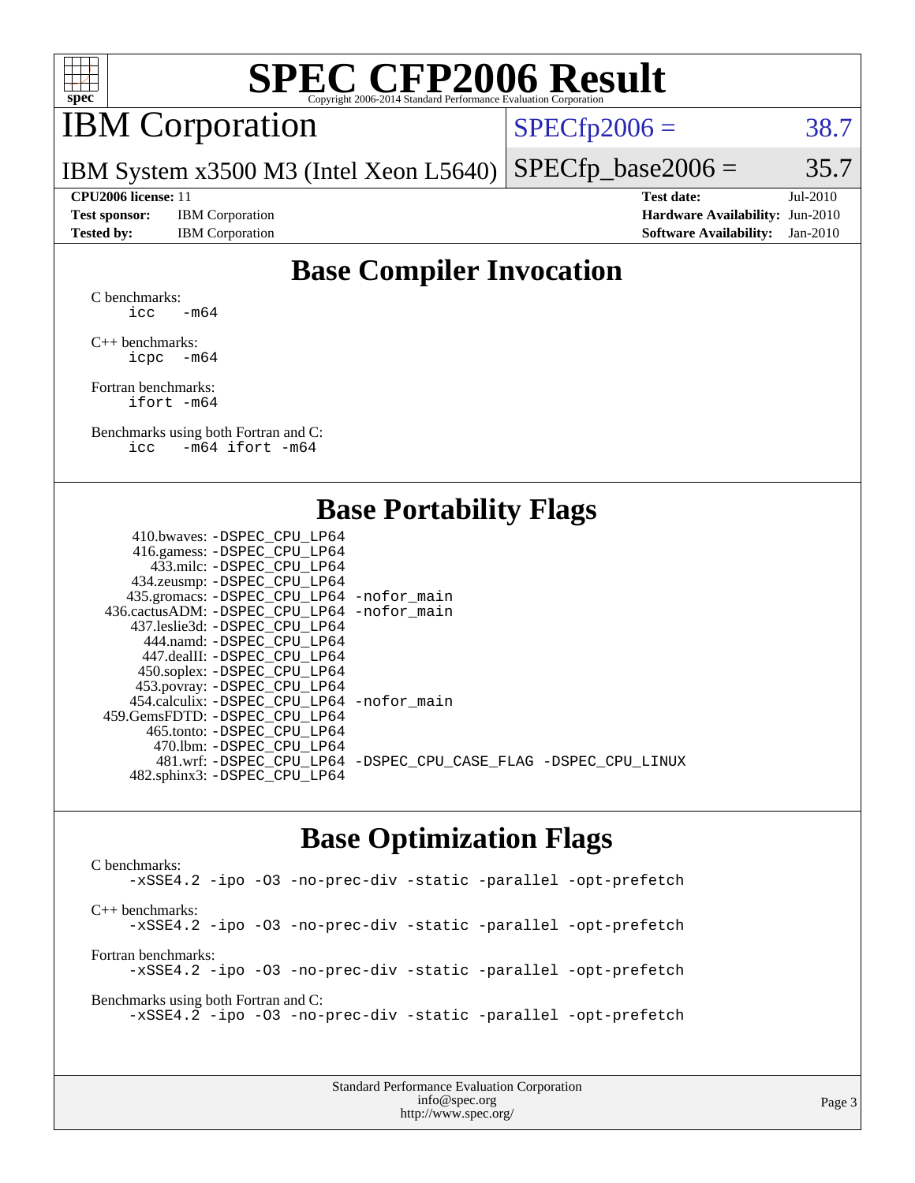# SPEC CFP2006 Result

Copyright 2006-2014 Standard Performance Evaluation Corporation

## IBM Corporation

IBM System x3500 M3 (Intel Xeon L5640)

SPECfp2006 = 38.7

SPECfp_base2006 = 35.7

| | | | |
|---|---|---|---|
| **CPU2006 license:** 11 | | **Test date:** | Jul-2010 |
| **Test sponsor:** | IBM Corporation | **Hardware Availability:** | Jun-2010 |
| **Tested by:** | IBM Corporation | **Software Availability:** | Jan-2010 |

## Base Compiler Invocation

C benchmarks:
```
icc   -m64
```

C++ benchmarks:
```
icpc  -m64
```

Fortran benchmarks:
```
ifort -m64
```

Benchmarks using both Fortran and C:
```
icc   -m64 ifort -m64
```

## Base Portability Flags

```
   410.bwaves: -DSPEC_CPU_LP64
   416.gamess: -DSPEC_CPU_LP64
     433.milc: -DSPEC_CPU_LP64
   434.zeusmp: -DSPEC_CPU_LP64
  435.gromacs: -DSPEC_CPU_LP64 -nofor_main
436.cactusADM: -DSPEC_CPU_LP64 -nofor_main
  437.leslie3d: -DSPEC_CPU_LP64
    444.namd: -DSPEC_CPU_LP64
   447.dealII: -DSPEC_CPU_LP64
   450.soplex: -DSPEC_CPU_LP64
   453.povray: -DSPEC_CPU_LP64
 454.calculix: -DSPEC_CPU_LP64 -nofor_main
459.GemsFDTD: -DSPEC_CPU_LP64
    465.tonto: -DSPEC_CPU_LP64
     470.lbm: -DSPEC_CPU_LP64
     481.wrf: -DSPEC_CPU_LP64 -DSPEC_CPU_CASE_FLAG -DSPEC_CPU_LINUX
  482.sphinx3: -DSPEC_CPU_LP64
```

## Base Optimization Flags

C benchmarks:
```
-xSSE4.2 -ipo -O3 -no-prec-div -static -parallel -opt-prefetch
```

C++ benchmarks:
```
-xSSE4.2 -ipo -O3 -no-prec-div -static -parallel -opt-prefetch
```

Fortran benchmarks:
```
-xSSE4.2 -ipo -O3 -no-prec-div -static -parallel -opt-prefetch
```

Benchmarks using both Fortran and C:
```
-xSSE4.2 -ipo -O3 -no-prec-div -static -parallel -opt-prefetch
```

Standard Performance Evaluation Corporation
info@spec.org
http://www.spec.org/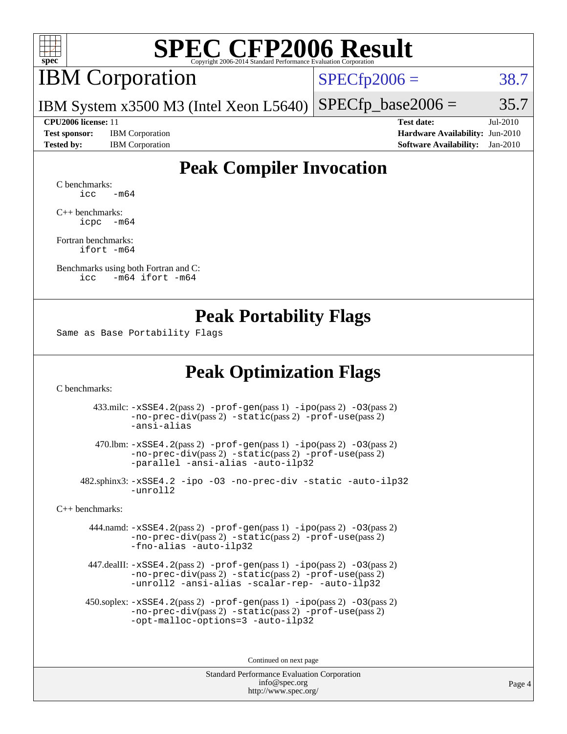# SPEC CFP2006 Result

Copyright 2006-2014 Standard Performance Evaluation Corporation

## IBM Corporation

IBM System x3500 M3 (Intel Xeon L5640)

SPECfp2006 = 38.7

SPECfp_base2006 = 35.7

**CPU2006 license:** 11
**Test sponsor:** IBM Corporation
**Tested by:** IBM Corporation

**Test date:** Jul-2010
**Hardware Availability:** Jun-2010
**Software Availability:** Jan-2010

## Peak Compiler Invocation

C benchmarks:
```
icc   -m64
```

C++ benchmarks:
```
icpc  -m64
```

Fortran benchmarks:
```
ifort -m64
```

Benchmarks using both Fortran and C:
```
icc   -m64 ifort -m64
```

## Peak Portability Flags

Same as Base Portability Flags

## Peak Optimization Flags

C benchmarks:

433.milc: -xSSE4.2(pass 2) -prof-gen(pass 1) -ipo(pass 2) -O3(pass 2) -no-prec-div(pass 2) -static(pass 2) -prof-use(pass 2) -ansi-alias

470.lbm: -xSSE4.2(pass 2) -prof-gen(pass 1) -ipo(pass 2) -O3(pass 2) -no-prec-div(pass 2) -static(pass 2) -prof-use(pass 2) -parallel -ansi-alias -auto-ilp32

482.sphinx3: -xSSE4.2 -ipo -O3 -no-prec-div -static -auto-ilp32 -unroll2

C++ benchmarks:

444.namd: -xSSE4.2(pass 2) -prof-gen(pass 1) -ipo(pass 2) -O3(pass 2) -no-prec-div(pass 2) -static(pass 2) -prof-use(pass 2) -fno-alias -auto-ilp32

447.dealII: -xSSE4.2(pass 2) -prof-gen(pass 1) -ipo(pass 2) -O3(pass 2) -no-prec-div(pass 2) -static(pass 2) -prof-use(pass 2) -unroll2 -ansi-alias -scalar-rep- -auto-ilp32

450.soplex: -xSSE4.2(pass 2) -prof-gen(pass 1) -ipo(pass 2) -O3(pass 2) -no-prec-div(pass 2) -static(pass 2) -prof-use(pass 2) -opt-malloc-options=3 -auto-ilp32

Continued on next page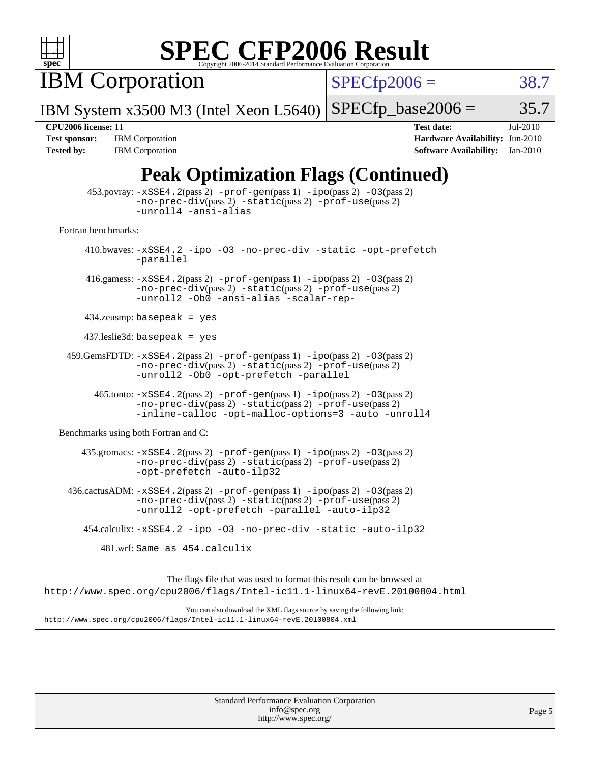# SPEC CFP2006 Result

Copyright 2006-2014 Standard Performance Evaluation Corporation

**IBM Corporation**

IBM System x3500 M3 (Intel Xeon L5640)

SPECfp2006 = 38.7

SPECfp_base2006 = 35.7

**CPU2006 license:** 11
**Test sponsor:** IBM Corporation
**Tested by:** IBM Corporation

**Test date:** Jul-2010
**Hardware Availability:** Jun-2010
**Software Availability:** Jan-2010

## Peak Optimization Flags (Continued)

453.povray: -xSSE4.2(pass 2) -prof-gen(pass 1) -ipo(pass 2) -O3(pass 2) -no-prec-div(pass 2) -static(pass 2) -prof-use(pass 2) -unroll4 -ansi-alias

Fortran benchmarks:

410.bwaves: -xSSE4.2 -ipo -O3 -no-prec-div -static -opt-prefetch -parallel

416.gamess: -xSSE4.2(pass 2) -prof-gen(pass 1) -ipo(pass 2) -O3(pass 2) -no-prec-div(pass 2) -static(pass 2) -prof-use(pass 2) -unroll2 -Ob0 -ansi-alias -scalar-rep-

434.zeusmp: basepeak = yes

437.leslie3d: basepeak = yes

459.GemsFDTD: -xSSE4.2(pass 2) -prof-gen(pass 1) -ipo(pass 2) -O3(pass 2) -no-prec-div(pass 2) -static(pass 2) -prof-use(pass 2) -unroll2 -Ob0 -opt-prefetch -parallel

465.tonto: -xSSE4.2(pass 2) -prof-gen(pass 1) -ipo(pass 2) -O3(pass 2) -no-prec-div(pass 2) -static(pass 2) -prof-use(pass 2) -inline-calloc -opt-malloc-options=3 -auto -unroll4

Benchmarks using both Fortran and C:

435.gromacs: -xSSE4.2(pass 2) -prof-gen(pass 1) -ipo(pass 2) -O3(pass 2) -no-prec-div(pass 2) -static(pass 2) -prof-use(pass 2) -opt-prefetch -auto-ilp32

436.cactusADM: -xSSE4.2(pass 2) -prof-gen(pass 1) -ipo(pass 2) -O3(pass 2) -no-prec-div(pass 2) -static(pass 2) -prof-use(pass 2) -unroll2 -opt-prefetch -parallel -auto-ilp32

454.calculix: -xSSE4.2 -ipo -O3 -no-prec-div -static -auto-ilp32

481.wrf: Same as 454.calculix

The flags file that was used to format this result can be browsed at
http://www.spec.org/cpu2006/flags/Intel-ic11.1-linux64-revE.20100804.html

You can also download the XML flags source by saving the following link:
http://www.spec.org/cpu2006/flags/Intel-ic11.1-linux64-revE.20100804.xml

Standard Performance Evaluation Corporation
info@spec.org
http://www.spec.org/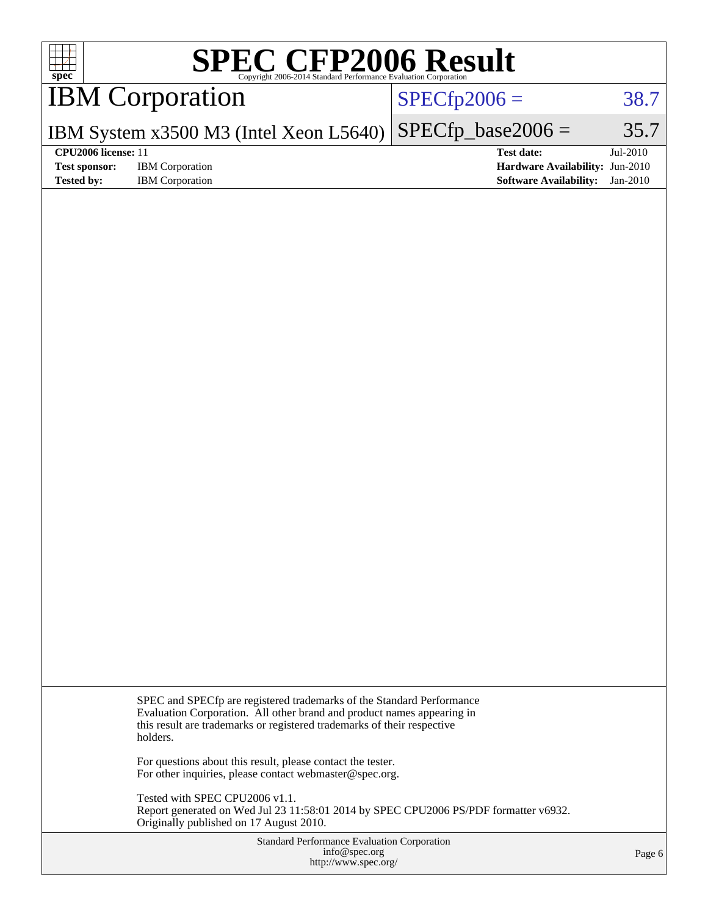SPEC and SPECfp are registered trademarks of the Standard Performance Evaluation Corporation. All other brand and product names appearing in this result are trademarks or registered trademarks of their respective holders.

For questions about this result, please contact the tester.
For other inquiries, please contact webmaster@spec.org.

Tested with SPEC CPU2006 v1.1.
Report generated on Wed Jul 23 11:58:01 2014 by SPEC CPU2006 PS/PDF formatter v6932.
Originally published on 17 August 2010.